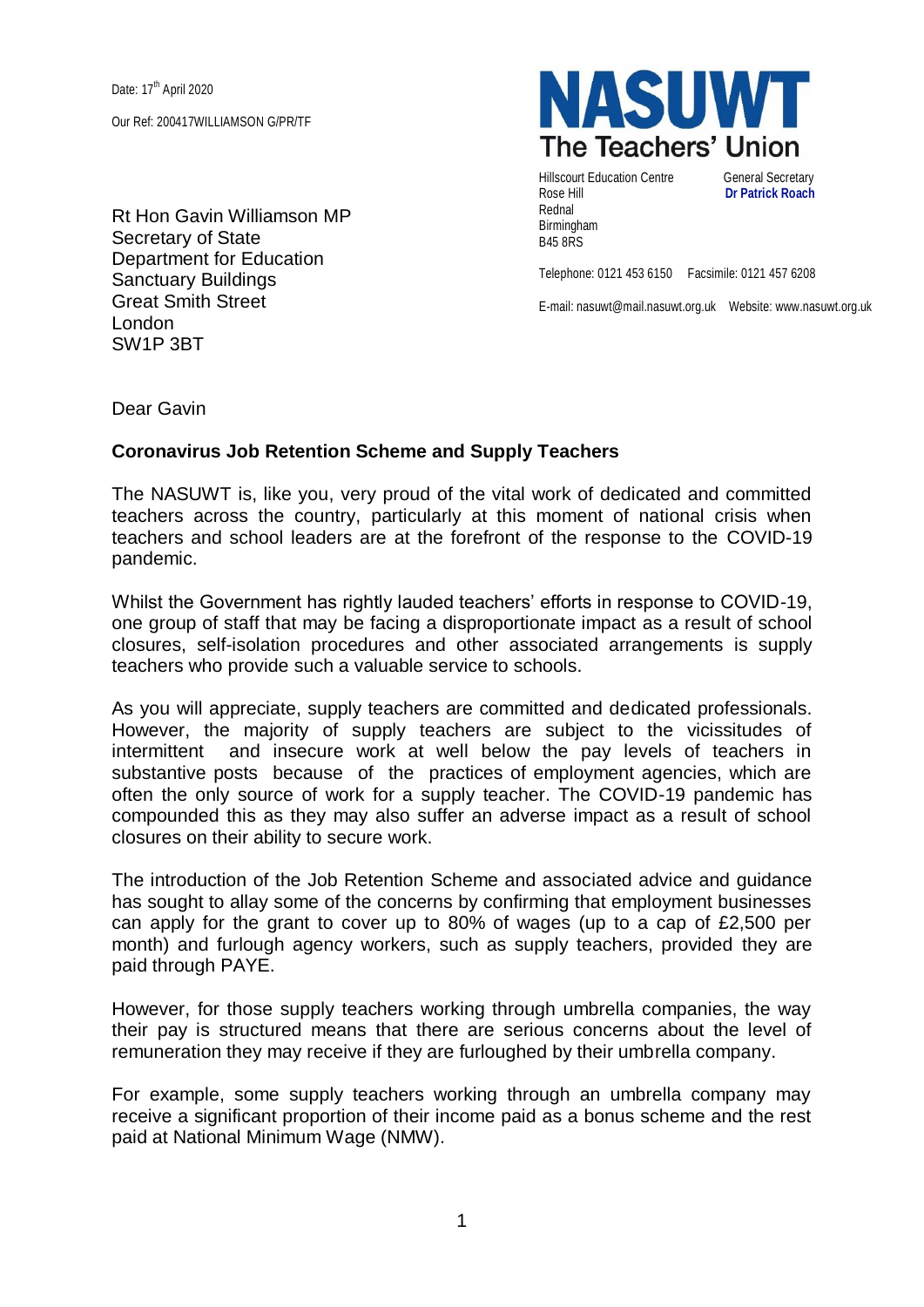Date: 17th April 2020

Our Ref: 200417WILLIAMSON G/PR/TF

**NASUWT**
**The Teachers' Union**

Hillscourt Education Centre
Rose Hill
Rednal
Birmingham
B45 8RS

General Secretary
**Dr Patrick Roach**

Telephone: 0121 453 6150 Facsimile: 0121 457 6208

E-mail: nasuwt@mail.nasuwt.org.uk Website: www.nasuwt.org.uk

Rt Hon Gavin Williamson MP
Secretary of State
Department for Education
Sanctuary Buildings
Great Smith Street
London
SW1P 3BT

Dear Gavin

**Coronavirus Job Retention Scheme and Supply Teachers**

The NASUWT is, like you, very proud of the vital work of dedicated and committed teachers across the country, particularly at this moment of national crisis when teachers and school leaders are at the forefront of the response to the COVID-19 pandemic.

Whilst the Government has rightly lauded teachers' efforts in response to COVID-19, one group of staff that may be facing a disproportionate impact as a result of school closures, self-isolation procedures and other associated arrangements is supply teachers who provide such a valuable service to schools.

As you will appreciate, supply teachers are committed and dedicated professionals. However, the majority of supply teachers are subject to the vicissitudes of intermittent and insecure work at well below the pay levels of teachers in substantive posts because of the practices of employment agencies, which are often the only source of work for a supply teacher. The COVID-19 pandemic has compounded this as they may also suffer an adverse impact as a result of school closures on their ability to secure work.

The introduction of the Job Retention Scheme and associated advice and guidance has sought to allay some of the concerns by confirming that employment businesses can apply for the grant to cover up to 80% of wages (up to a cap of £2,500 per month) and furlough agency workers, such as supply teachers, provided they are paid through PAYE.

However, for those supply teachers working through umbrella companies, the way their pay is structured means that there are serious concerns about the level of remuneration they may receive if they are furloughed by their umbrella company.

For example, some supply teachers working through an umbrella company may receive a significant proportion of their income paid as a bonus scheme and the rest paid at National Minimum Wage (NMW).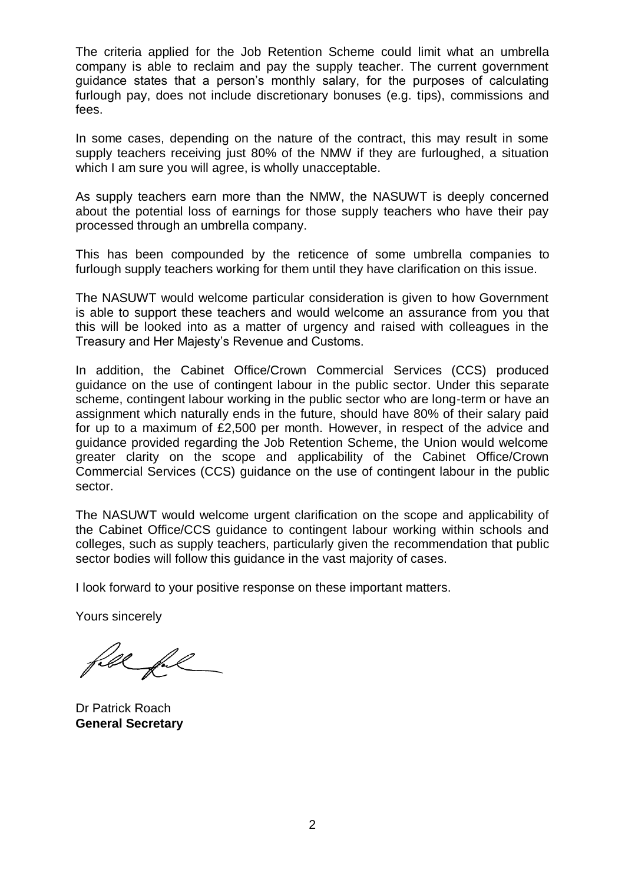The criteria applied for the Job Retention Scheme could limit what an umbrella company is able to reclaim and pay the supply teacher. The current government guidance states that a person's monthly salary, for the purposes of calculating furlough pay, does not include discretionary bonuses (e.g. tips), commissions and fees.

In some cases, depending on the nature of the contract, this may result in some supply teachers receiving just 80% of the NMW if they are furloughed, a situation which I am sure you will agree, is wholly unacceptable.

As supply teachers earn more than the NMW, the NASUWT is deeply concerned about the potential loss of earnings for those supply teachers who have their pay processed through an umbrella company.

This has been compounded by the reticence of some umbrella companies to furlough supply teachers working for them until they have clarification on this issue.

The NASUWT would welcome particular consideration is given to how Government is able to support these teachers and would welcome an assurance from you that this will be looked into as a matter of urgency and raised with colleagues in the Treasury and Her Majesty's Revenue and Customs.

In addition, the Cabinet Office/Crown Commercial Services (CCS) produced guidance on the use of contingent labour in the public sector. Under this separate scheme, contingent labour working in the public sector who are long-term or have an assignment which naturally ends in the future, should have 80% of their salary paid for up to a maximum of £2,500 per month. However, in respect of the advice and guidance provided regarding the Job Retention Scheme, the Union would welcome greater clarity on the scope and applicability of the Cabinet Office/Crown Commercial Services (CCS) guidance on the use of contingent labour in the public sector.

The NASUWT would welcome urgent clarification on the scope and applicability of the Cabinet Office/CCS guidance to contingent labour working within schools and colleges, such as supply teachers, particularly given the recommendation that public sector bodies will follow this guidance in the vast majority of cases.

I look forward to your positive response on these important matters.

Yours sincerely

Dr Patrick Roach
**General Secretary**